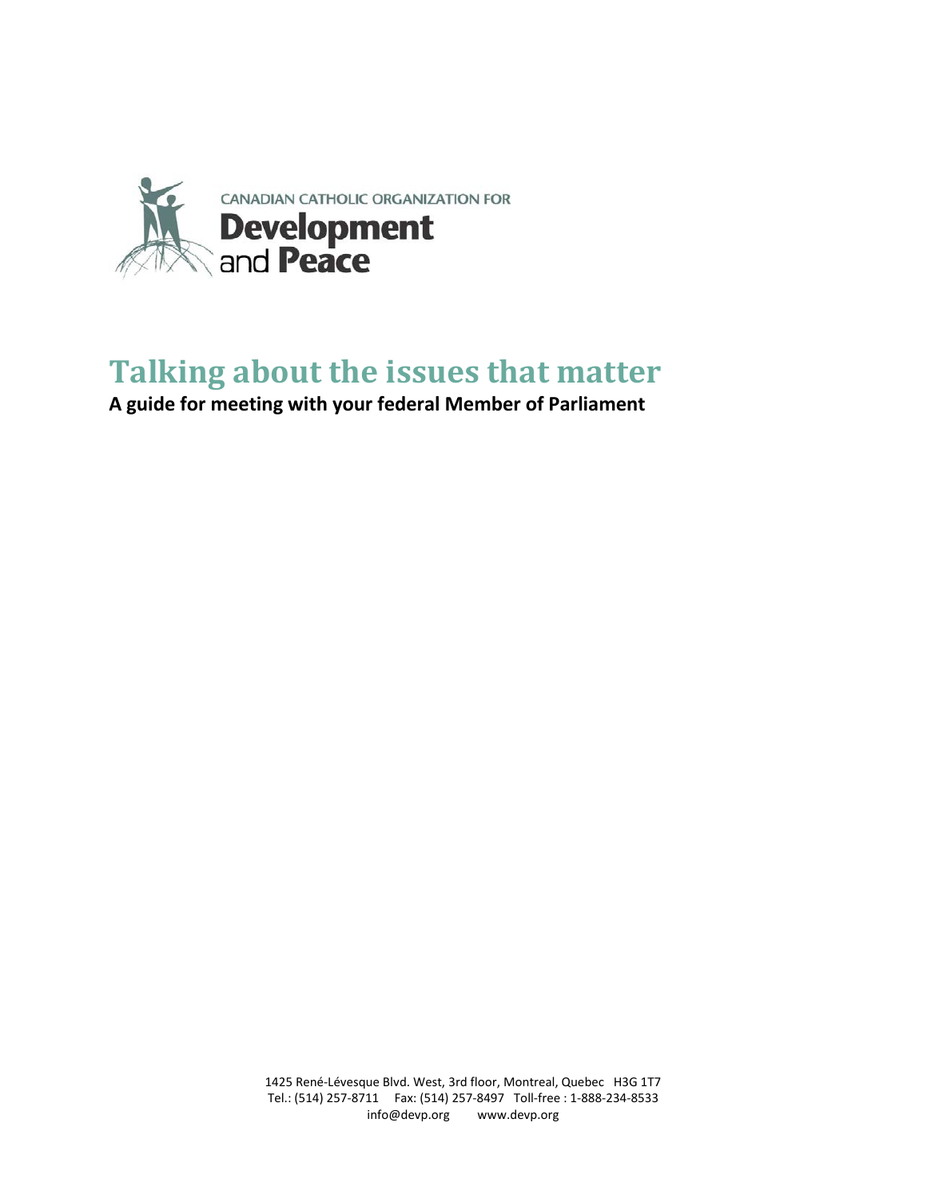CANADIAN CATHOLIC ORGANIZATION FOR

**Development and Peace**

# Talking about the issues that matter

**A guide for meeting with your federal Member of Parliament**

1425 René-Lévesque Blvd. West, 3rd floor, Montreal, Quebec H3G 1T7
Tel.: (514) 257-8711 Fax: (514) 257-8497 Toll-free : 1-888-234-8533
info@devp.org www.devp.org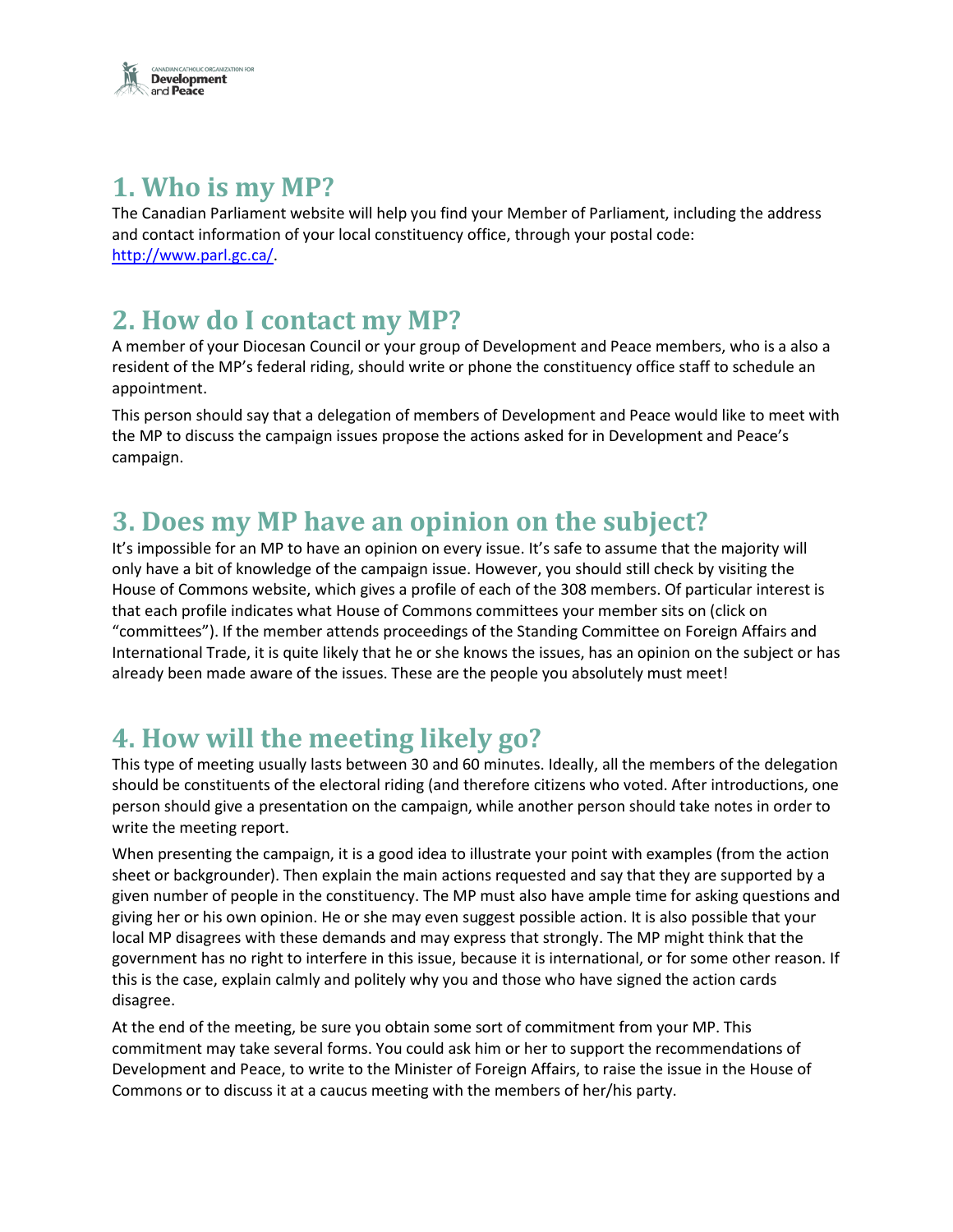## 1. Who is my MP?

The Canadian Parliament website will help you find your Member of Parliament, including the address and contact information of your local constituency office, through your postal code: http://www.parl.gc.ca/.

## 2. How do I contact my MP?

A member of your Diocesan Council or your group of Development and Peace members, who is a also a resident of the MP's federal riding, should write or phone the constituency office staff to schedule an appointment.

This person should say that a delegation of members of Development and Peace would like to meet with the MP to discuss the campaign issues propose the actions asked for in Development and Peace's campaign.

## 3. Does my MP have an opinion on the subject?

It's impossible for an MP to have an opinion on every issue. It's safe to assume that the majority will only have a bit of knowledge of the campaign issue. However, you should still check by visiting the House of Commons website, which gives a profile of each of the 308 members. Of particular interest is that each profile indicates what House of Commons committees your member sits on (click on "committees"). If the member attends proceedings of the Standing Committee on Foreign Affairs and International Trade, it is quite likely that he or she knows the issues, has an opinion on the subject or has already been made aware of the issues. These are the people you absolutely must meet!

## 4. How will the meeting likely go?

This type of meeting usually lasts between 30 and 60 minutes. Ideally, all the members of the delegation should be constituents of the electoral riding (and therefore citizens who voted. After introductions, one person should give a presentation on the campaign, while another person should take notes in order to write the meeting report.

When presenting the campaign, it is a good idea to illustrate your point with examples (from the action sheet or backgrounder). Then explain the main actions requested and say that they are supported by a given number of people in the constituency. The MP must also have ample time for asking questions and giving her or his own opinion. He or she may even suggest possible action. It is also possible that your local MP disagrees with these demands and may express that strongly. The MP might think that the government has no right to interfere in this issue, because it is international, or for some other reason. If this is the case, explain calmly and politely why you and those who have signed the action cards disagree.

At the end of the meeting, be sure you obtain some sort of commitment from your MP. This commitment may take several forms. You could ask him or her to support the recommendations of Development and Peace, to write to the Minister of Foreign Affairs, to raise the issue in the House of Commons or to discuss it at a caucus meeting with the members of her/his party.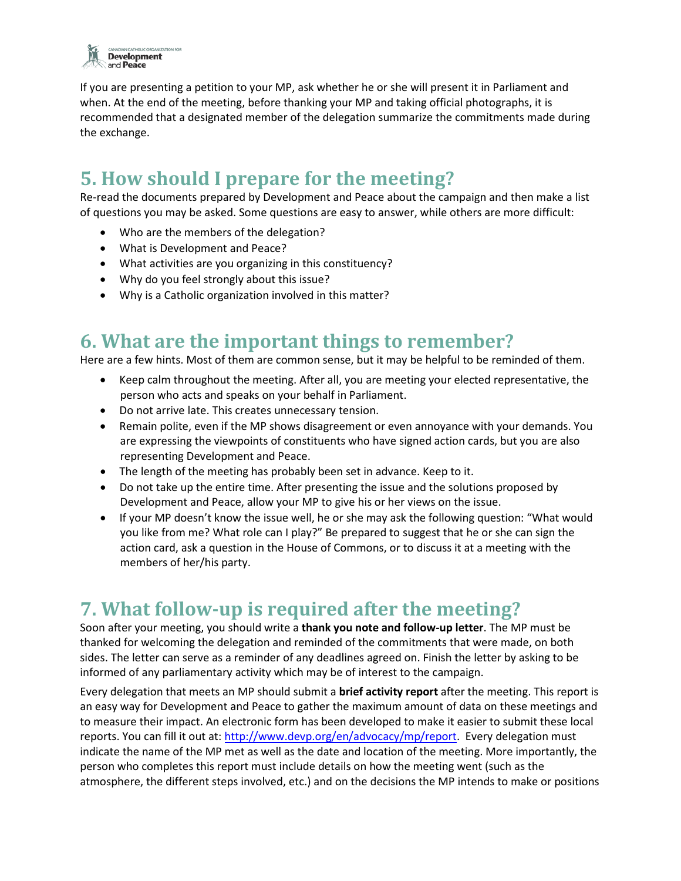If you are presenting a petition to your MP, ask whether he or she will present it in Parliament and when. At the end of the meeting, before thanking your MP and taking official photographs, it is recommended that a designated member of the delegation summarize the commitments made during the exchange.

## 5. How should I prepare for the meeting?

Re-read the documents prepared by Development and Peace about the campaign and then make a list of questions you may be asked. Some questions are easy to answer, while others are more difficult:

- Who are the members of the delegation?
- What is Development and Peace?
- What activities are you organizing in this constituency?
- Why do you feel strongly about this issue?
- Why is a Catholic organization involved in this matter?

## 6. What are the important things to remember?

Here are a few hints. Most of them are common sense, but it may be helpful to be reminded of them.

- Keep calm throughout the meeting. After all, you are meeting your elected representative, the person who acts and speaks on your behalf in Parliament.
- Do not arrive late. This creates unnecessary tension.
- Remain polite, even if the MP shows disagreement or even annoyance with your demands. You are expressing the viewpoints of constituents who have signed action cards, but you are also representing Development and Peace.
- The length of the meeting has probably been set in advance. Keep to it.
- Do not take up the entire time. After presenting the issue and the solutions proposed by Development and Peace, allow your MP to give his or her views on the issue.
- If your MP doesn't know the issue well, he or she may ask the following question: "What would you like from me? What role can I play?" Be prepared to suggest that he or she can sign the action card, ask a question in the House of Commons, or to discuss it at a meeting with the members of her/his party.

## 7. What follow-up is required after the meeting?

Soon after your meeting, you should write a **thank you note and follow-up letter**. The MP must be thanked for welcoming the delegation and reminded of the commitments that were made, on both sides. The letter can serve as a reminder of any deadlines agreed on. Finish the letter by asking to be informed of any parliamentary activity which may be of interest to the campaign.

Every delegation that meets an MP should submit a **brief activity report** after the meeting. This report is an easy way for Development and Peace to gather the maximum amount of data on these meetings and to measure their impact. An electronic form has been developed to make it easier to submit these local reports. You can fill it out at: [http://www.devp.org/en/advocacy/mp/report](http://www.devp.org/en/advocacy/mp/report). Every delegation must indicate the name of the MP met as well as the date and location of the meeting. More importantly, the person who completes this report must include details on how the meeting went (such as the atmosphere, the different steps involved, etc.) and on the decisions the MP intends to make or positions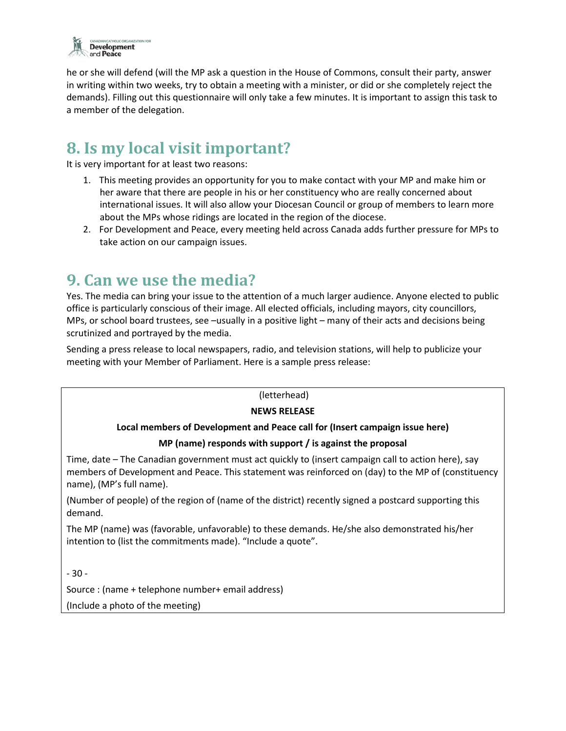he or she will defend (will the MP ask a question in the House of Commons, consult their party, answer in writing within two weeks, try to obtain a meeting with a minister, or did or she completely reject the demands). Filling out this questionnaire will only take a few minutes. It is important to assign this task to a member of the delegation.

## 8. Is my local visit important?

It is very important for at least two reasons:

1. This meeting provides an opportunity for you to make contact with your MP and make him or her aware that there are people in his or her constituency who are really concerned about international issues. It will also allow your Diocesan Council or group of members to learn more about the MPs whose ridings are located in the region of the diocese.
2. For Development and Peace, every meeting held across Canada adds further pressure for MPs to take action on our campaign issues.

## 9. Can we use the media?

Yes. The media can bring your issue to the attention of a much larger audience. Anyone elected to public office is particularly conscious of their image. All elected officials, including mayors, city councillors, MPs, or school board trustees, see –usually in a positive light – many of their acts and decisions being scrutinized and portrayed by the media.

Sending a press release to local newspapers, radio, and television stations, will help to publicize your meeting with your Member of Parliament. Here is a sample press release:

(letterhead)

**NEWS RELEASE**

**Local members of Development and Peace call for (Insert campaign issue here)**

**MP (name) responds with support / is against the proposal**

Time, date – The Canadian government must act quickly to (insert campaign call to action here), say members of Development and Peace. This statement was reinforced on (day) to the MP of (constituency name), (MP's full name).

(Number of people) of the region of (name of the district) recently signed a postcard supporting this demand.

The MP (name) was (favorable, unfavorable) to these demands. He/she also demonstrated his/her intention to (list the commitments made). "Include a quote".

\- 30 -

Source : (name + telephone number+ email address)

(Include a photo of the meeting)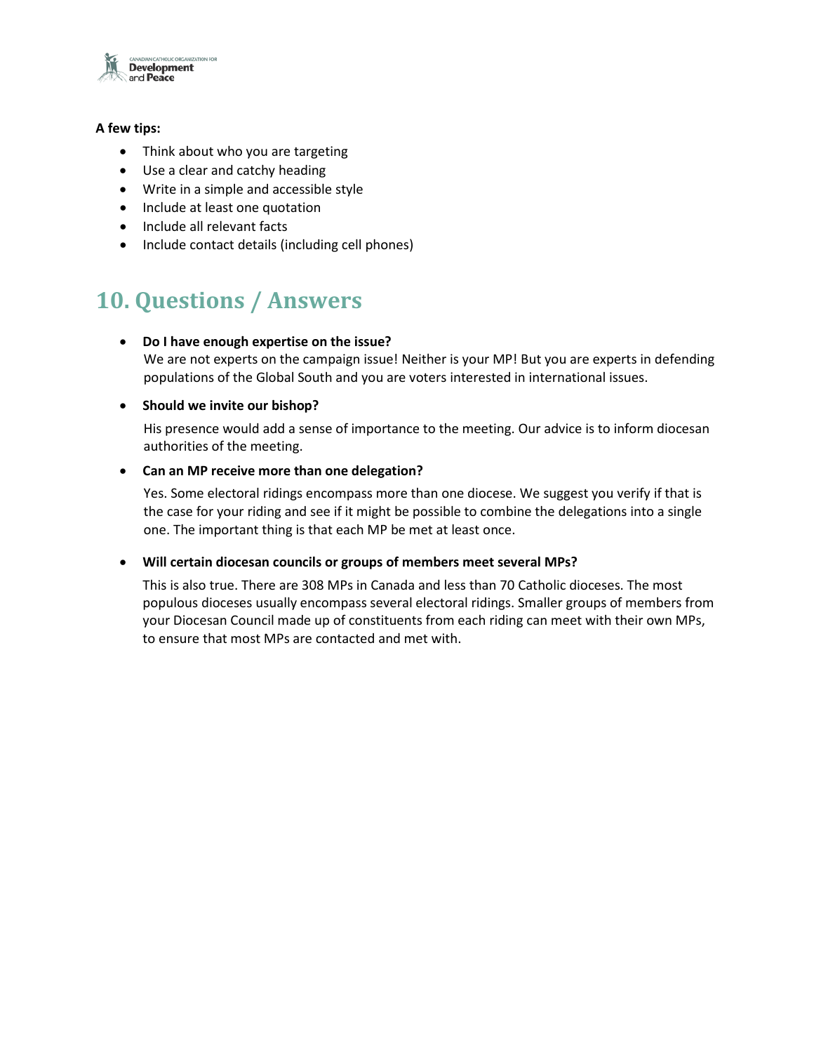**A few tips:**

- Think about who you are targeting
- Use a clear and catchy heading
- Write in a simple and accessible style
- Include at least one quotation
- Include all relevant facts
- Include contact details (including cell phones)

## 10. Questions / Answers

- **Do I have enough expertise on the issue?**
  We are not experts on the campaign issue! Neither is your MP! But you are experts in defending populations of the Global South and you are voters interested in international issues.

- **Should we invite our bishop?**

  His presence would add a sense of importance to the meeting. Our advice is to inform diocesan authorities of the meeting.

- **Can an MP receive more than one delegation?**

  Yes. Some electoral ridings encompass more than one diocese. We suggest you verify if that is the case for your riding and see if it might be possible to combine the delegations into a single one. The important thing is that each MP be met at least once.

- **Will certain diocesan councils or groups of members meet several MPs?**

  This is also true. There are 308 MPs in Canada and less than 70 Catholic dioceses. The most populous dioceses usually encompass several electoral ridings. Smaller groups of members from your Diocesan Council made up of constituents from each riding can meet with their own MPs, to ensure that most MPs are contacted and met with.